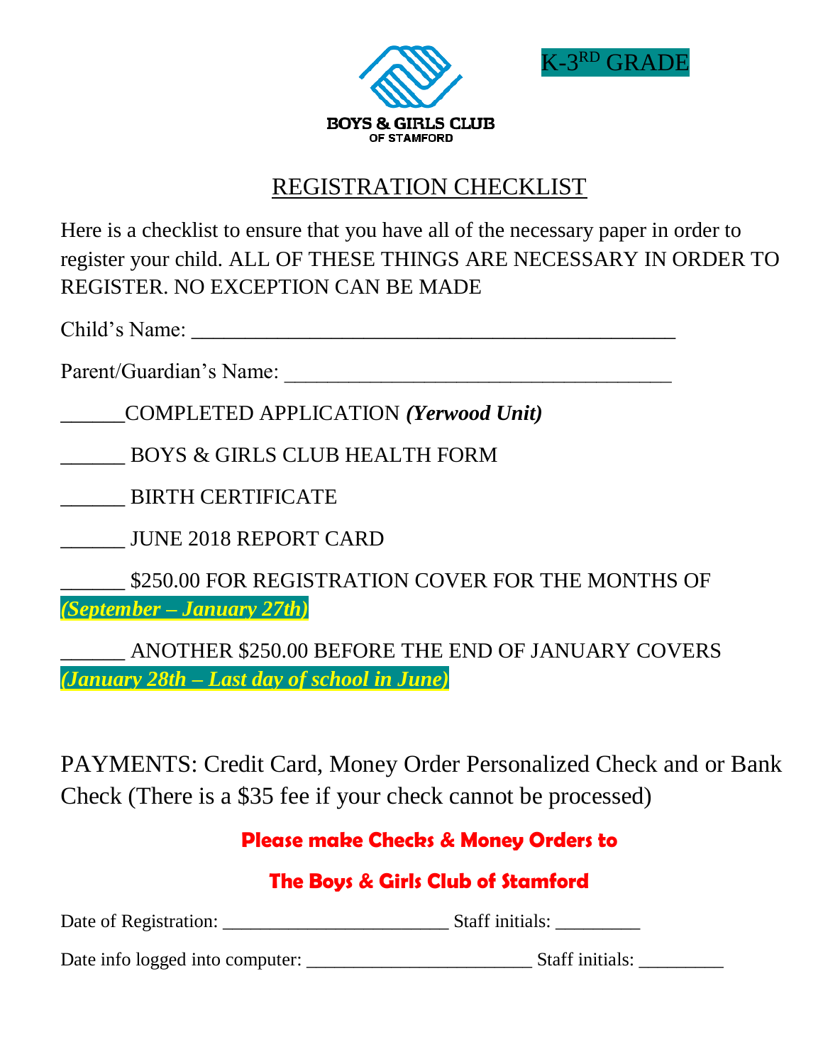BOYS & GIRLS CLUB OF STAMFORD

K-3RD GRADE

# REGISTRATION CHECKLIST

Here is a checklist to ensure that you have all of the necessary paper in order to register your child. ALL OF THESE THINGS ARE NECESSARY IN ORDER TO REGISTER. NO EXCEPTION CAN BE MADE

Child's Name: _______________________________________________

Parent/Guardian's Name: _____________________________________

______COMPLETED APPLICATION ***(Yerwood Unit)***

______ BOYS & GIRLS CLUB HEALTH FORM

______ BIRTH CERTIFICATE

______ JUNE 2018 REPORT CARD

______ $250.00 FOR REGISTRATION COVER FOR THE MONTHS OF ***(September – January 27th)***

______ ANOTHER $250.00 BEFORE THE END OF JANUARY COVERS ***(January 28th – Last day of school in June)***

PAYMENTS: Credit Card, Money Order Personalized Check and or Bank Check (There is a $35 fee if your check cannot be processed)

**Please make Checks & Money Orders to**

**The Boys & Girls Club of Stamford**

Date of Registration: _______________________ Staff initials: _________

Date info logged into computer: _______________________ Staff initials: _________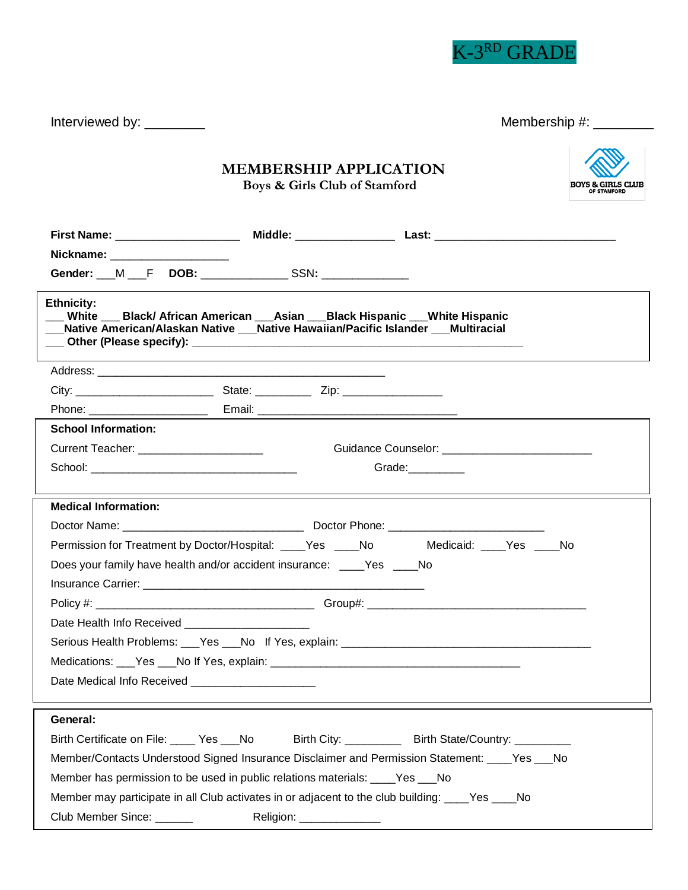K-3RD GRADE

Interviewed by: ________ Membership #: ________

# MEMBERSHIP APPLICATION

**Boys & Girls Club of Stamford**

**First Name:** ____________________ **Middle:** ________________ **Last:** _____________________________

**Nickname:** ___________________

**Gender:** ___M ___F **DOB:** _____________ SSN**:** _____________

**Ethnicity:**

___ **White** ___ **Black/ African American** ___**Asian** ___**Black Hispanic** ___**White Hispanic**
___**Native American/Alaskan Native** ___**Native Hawaiian/Pacific Islander** ___**Multiracial**
___ **Other (Please specify):** ______________________________________________________

Address: ______________________________________________

City: ______________________ State: _________ Zip: ________________

Phone: ___________________ Email: ________________________________

**School Information:**

Current Teacher: ____________________ Guidance Counselor: ________________________

School: _________________________________ Grade:_________

**Medical Information:**

Doctor Name: _____________________________ Doctor Phone: _________________________

Permission for Treatment by Doctor/Hospital: ____Yes ____No Medicaid: ____Yes ____No

Does your family have health and/or accident insurance: ____Yes ____No

Insurance Carrier: _____________________________________________

Policy #: ___________________________________ Group#: ___________________________________

Date Health Info Received ____________________

Serious Health Problems: ___Yes ___No If Yes, explain: ________________________________________

Medications: ___Yes ___No If Yes, explain: ________________________________________

Date Medical Info Received ____________________

**General:**

Birth Certificate on File: ____ Yes ___No Birth City: _________ Birth State/Country: _________

Member/Contacts Understood Signed Insurance Disclaimer and Permission Statement: ____Yes ___No

Member has permission to be used in public relations materials: ____Yes ___No

Member may participate in all Club activates in or adjacent to the club building: ____Yes ____No

Club Member Since: ______ Religion: _____________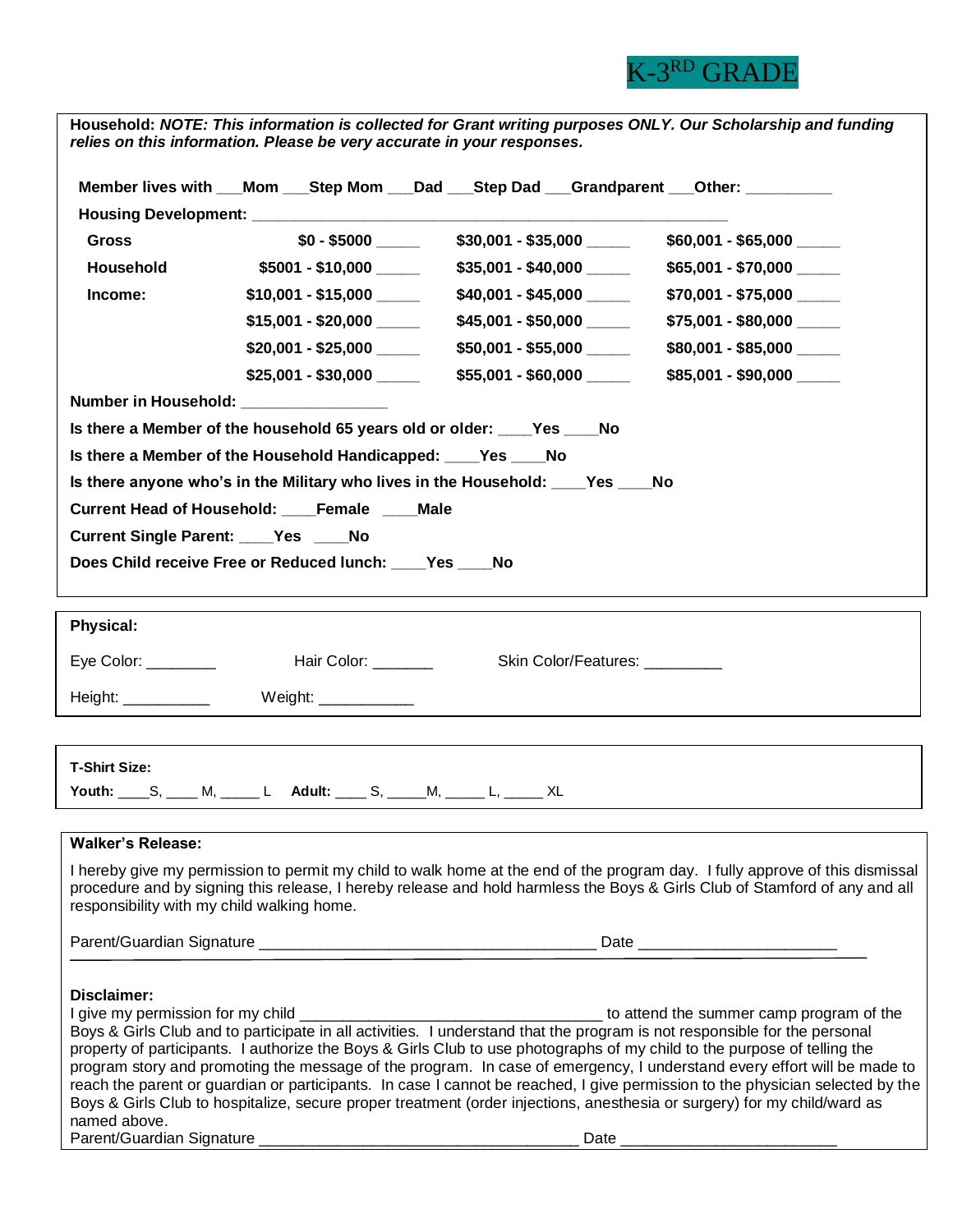# K-3[RD] GRADE

**Household:** ***NOTE: This information is collected for Grant writing purposes ONLY. Our Scholarship and funding relies on this information. Please be very accurate in your responses.***

**Member lives with ___Mom ___Step Mom ___Dad ___Step Dad ___Grandparent ___Other: __________**

**Housing Development: ___________________________________________________________**

| **Gross Household Income:** | | | |
|---|---|---|---|
| | **$0 - $5000 _____** | **$30,001 - $35,000 _____** | **$60,001 - $65,000 _____** |
| | **$5001 - $10,000 _____** | **$35,001 - $40,000 _____** | **$65,001 - $70,000 _____** |
| | **$10,001 - $15,000 _____** | **$40,001 - $45,000 _____** | **$70,001 - $75,000 _____** |
| | **$15,001 - $20,000 _____** | **$45,001 - $50,000 _____** | **$75,001 - $80,000 _____** |
| | **$20,001 - $25,000 _____** | **$50,001 - $55,000 _____** | **$80,001 - $85,000 _____** |
| | **$25,001 - $30,000 _____** | **$55,001 - $60,000 _____** | **$85,001 - $90,000 _____** |

**Number in Household: _________________**

**Is there a Member of the household 65 years old or older: ____Yes ____No**

**Is there a Member of the Household Handicapped: ____Yes ____No**

**Is there anyone who's in the Military who lives in the Household: ____Yes ____No**

**Current Head of Household: ____Female ____Male**

**Current Single Parent: ____Yes ____No**

**Does Child receive Free or Reduced lunch: ____Yes ____No**

---

**Physical:**

Eye Color: ________ Hair Color: _______ Skin Color/Features: _________

Height: __________ Weight: ___________

---

**T-Shirt Size:**

**Youth:** ____S, ____ M, _____ L **Adult:** ____ S, _____M, _____ L, _____ XL

---

**Walker's Release:**

I hereby give my permission to permit my child to walk home at the end of the program day. I fully approve of this dismissal procedure and by signing this release, I hereby release and hold harmless the Boys & Girls Club of Stamford of any and all responsibility with my child walking home.

Parent/Guardian Signature _______________________________________ Date _______________________

**Disclaimer:**

I give my permission for my child ___________________________________ to attend the summer camp program of the Boys & Girls Club and to participate in all activities. I understand that the program is not responsible for the personal property of participants. I authorize the Boys & Girls Club to use photographs of my child to the purpose of telling the program story and promoting the message of the program. In case of emergency, I understand every effort will be made to reach the parent or guardian or participants. In case I cannot be reached, I give permission to the physician selected by the Boys & Girls Club to hospitalize, secure proper treatment (order injections, anesthesia or surgery) for my child/ward as named above.

Parent/Guardian Signature _____________________________________ Date _________________________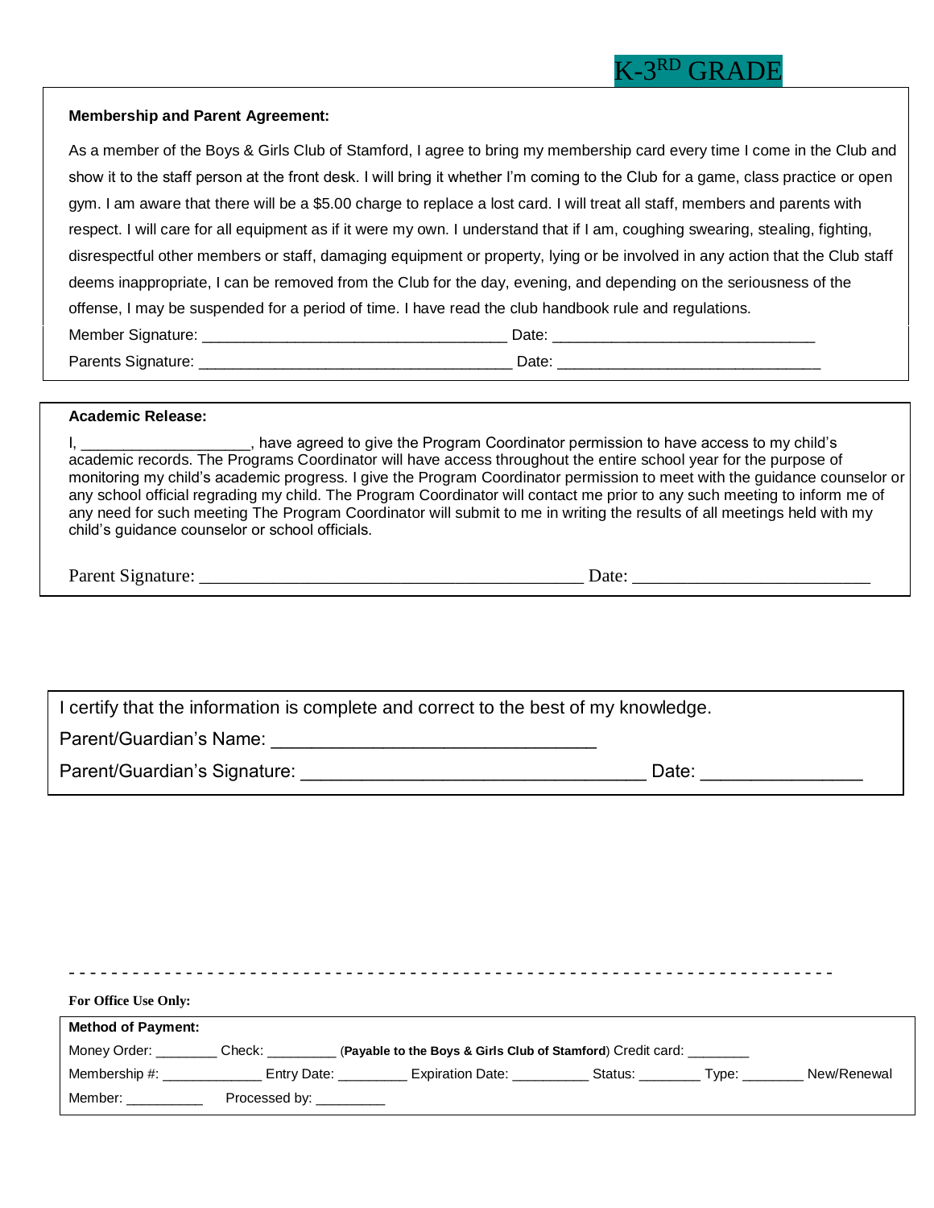K-3RD GRADE

**Membership and Parent Agreement:**

As a member of the Boys & Girls Club of Stamford, I agree to bring my membership card every time I come in the Club and show it to the staff person at the front desk. I will bring it whether I'm coming to the Club for a game, class practice or open gym. I am aware that there will be a $5.00 charge to replace a lost card. I will treat all staff, members and parents with respect. I will care for all equipment as if it were my own. I understand that if I am, coughing swearing, stealing, fighting, disrespectful other members or staff, damaging equipment or property, lying or be involved in any action that the Club staff deems inappropriate, I can be removed from the Club for the day, evening, and depending on the seriousness of the offense, I may be suspended for a period of time. I have read the club handbook rule and regulations.

Member Signature: ___________________________________ Date: ______________________________

Parents Signature: ____________________________________ Date: ______________________________

**Academic Release:**

I, ___________________, have agreed to give the Program Coordinator permission to have access to my child's academic records. The Programs Coordinator will have access throughout the entire school year for the purpose of monitoring my child's academic progress. I give the Program Coordinator permission to meet with the guidance counselor or any school official regrading my child. The Program Coordinator will contact me prior to any such meeting to inform me of any need for such meeting The Program Coordinator will submit to me in writing the results of all meetings held with my child's guidance counselor or school officials.

Parent Signature: __________________________________________ Date: _________________________

I certify that the information is complete and correct to the best of my knowledge.

Parent/Guardian's Name: ________________________________

Parent/Guardian's Signature: __________________________________ Date: _______________

- - - - - - - - - - - - - - - - - - - - - - - - - - - - - - - - - - - - - - - - - - - - - - - - - - - - - - - - - - - - - - - - - - - - - -

**For Office Use Only:**

**Method of Payment:**

Money Order: ________ Check: _________ (**Payable to the Boys & Girls Club of Stamford**) Credit card: ________

Membership #: _____________ Entry Date: _________ Expiration Date: __________ Status: ________ Type: ________ New/Renewal

Member: __________ Processed by: _________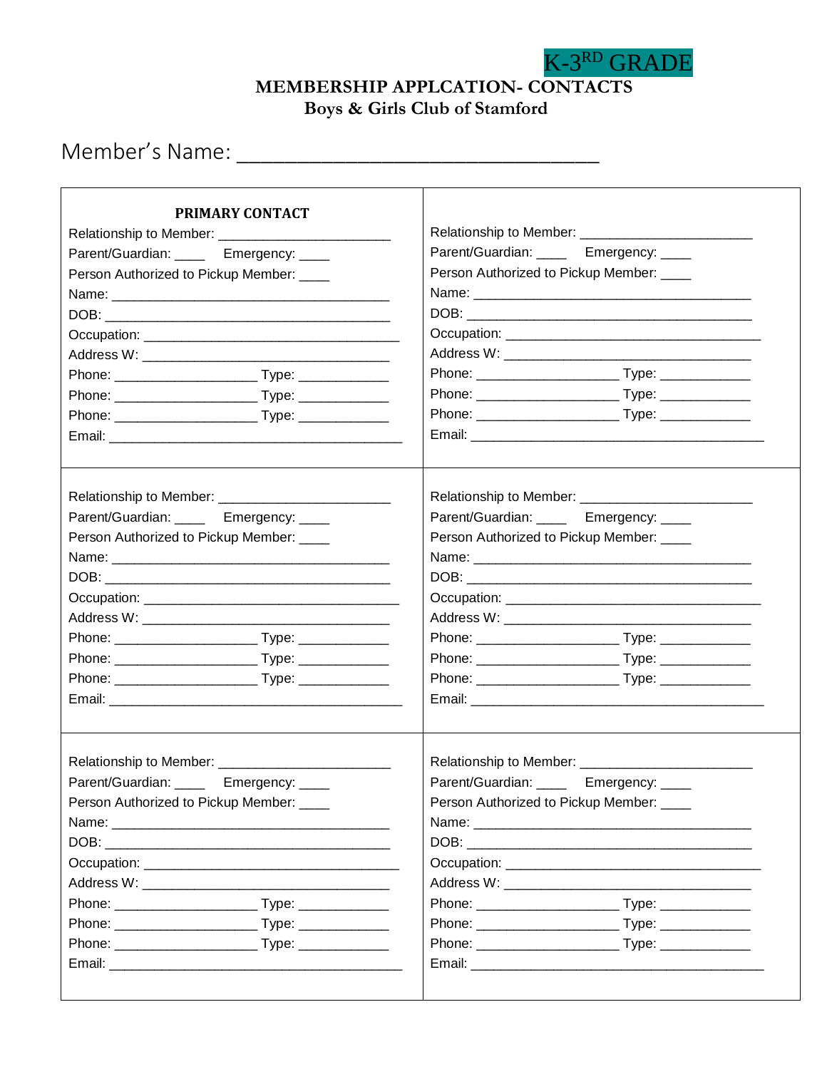K-3RD GRADE

**MEMBERSHIP APPLCATION- CONTACTS**
**Boys & Girls Club of Stamford**

Member's Name: ________________________________

**PRIMARY CONTACT**

Relationship to Member: ______________________
Parent/Guardian: ____ Emergency: ____
Person Authorized to Pickup Member: ____
Name: ____________________________________
DOB: _____________________________________
Occupation: _________________________________
Address W: _________________________________
Phone: __________________ Type: ___________
Phone: __________________ Type: ___________
Phone: __________________ Type: ___________
Email: ______________________________________

---

Relationship to Member: ______________________
Parent/Guardian: ____ Emergency: ____
Person Authorized to Pickup Member: ____
Name: ____________________________________
DOB: _____________________________________
Occupation: _________________________________
Address W: _________________________________
Phone: __________________ Type: ___________
Phone: __________________ Type: ___________
Phone: __________________ Type: ___________
Email: ______________________________________

---

Relationship to Member: ______________________
Parent/Guardian: ____ Emergency: ____
Person Authorized to Pickup Member: ____
Name: ____________________________________
DOB: _____________________________________
Occupation: _________________________________
Address W: _________________________________
Phone: __________________ Type: ___________
Phone: __________________ Type: ___________
Phone: __________________ Type: ___________
Email: ______________________________________

---

Relationship to Member: ______________________
Parent/Guardian: ____ Emergency: ____
Person Authorized to Pickup Member: ____
Name: ____________________________________
DOB: _____________________________________
Occupation: _________________________________
Address W: _________________________________
Phone: __________________ Type: ___________
Phone: __________________ Type: ___________
Phone: __________________ Type: ___________
Email: ______________________________________

---

Relationship to Member: ______________________
Parent/Guardian: ____ Emergency: ____
Person Authorized to Pickup Member: ____
Name: ____________________________________
DOB: _____________________________________
Occupation: _________________________________
Address W: _________________________________
Phone: __________________ Type: ___________
Phone: __________________ Type: ___________
Phone: __________________ Type: ___________
Email: ______________________________________

---

Relationship to Member: ______________________
Parent/Guardian: ____ Emergency: ____
Person Authorized to Pickup Member: ____
Name: ____________________________________
DOB: _____________________________________
Occupation: _________________________________
Address W: _________________________________
Phone: __________________ Type: ___________
Phone: __________________ Type: ___________
Phone: __________________ Type: ___________
Email: ______________________________________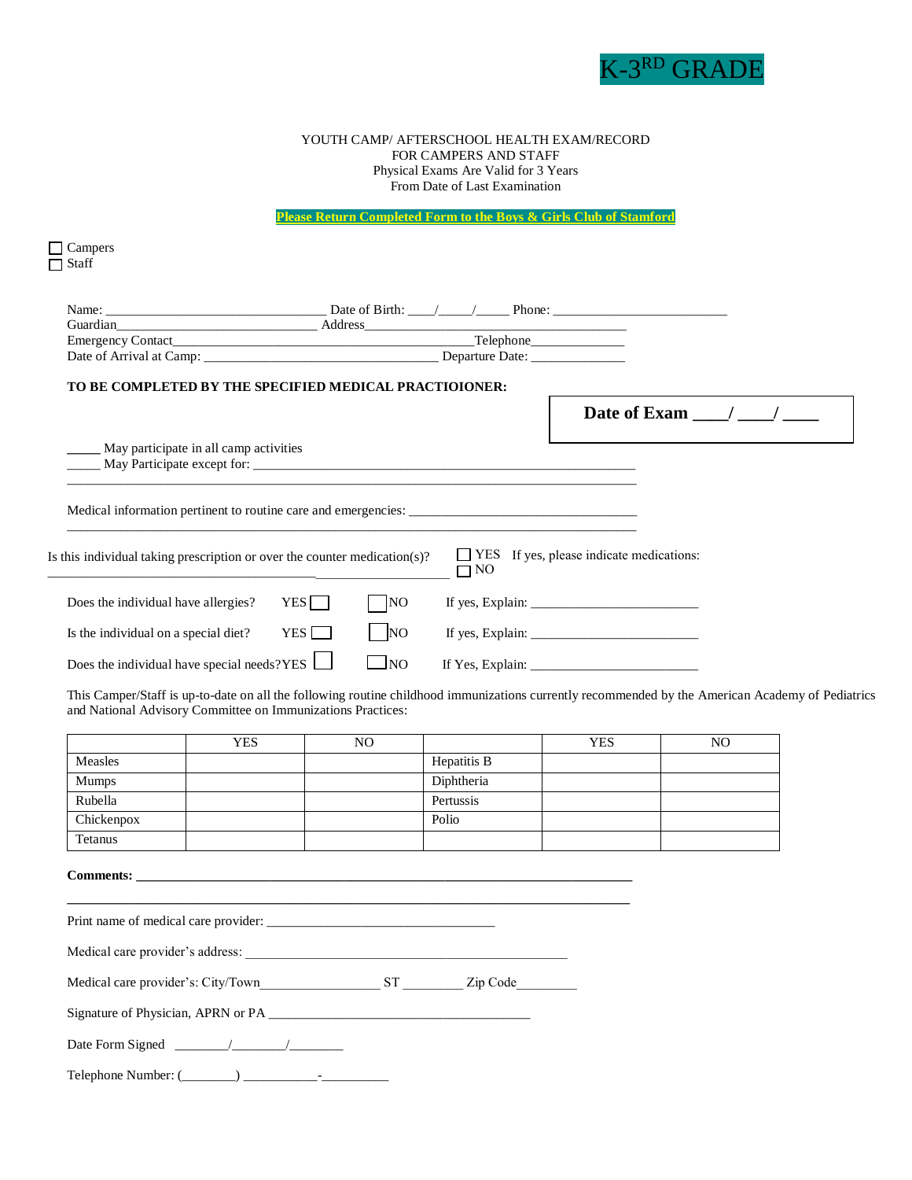K-3$^{RD}$ GRADE

YOUTH CAMP/ AFTERSCHOOL HEALTH EXAM/RECORD
FOR CAMPERS AND STAFF
Physical Exams Are Valid for 3 Years
From Date of Last Examination

**Please Return Completed Form to the Boys & Girls Club of Stamford**

☐ Campers
☐ Staff

Name: ________________________________ Date of Birth: ____/_____/_____ Phone: _________________________
Guardian_____________________________ Address_______________________________________
Emergency Contact____________________________________________Telephone_____________
Date of Arrival at Camp: __________________________________ Departure Date: _____________

**TO BE COMPLETED BY THE SPECIFIED MEDICAL PRACTIOIONER:**

**Date of Exam ____/ ____/ ____**

_____ May participate in all camp activities
_____ May Participate except for: _______________________________________________________
_______________________________________________________________________________

Medical information pertinent to routine care and emergencies: ___________________________________
_______________________________________________________________________________

Is this individual taking prescription or over the counter medication(s)? ☐ YES ☐ NO If yes, please indicate medications: ____________________________________________________________

Does the individual have allergies? YES ☐ ☐ NO If yes, Explain: ________________________

Is the individual on a special diet? YES ☐ ☐ NO If yes, Explain: ________________________

Does the individual have special needs? YES ☐ ☐ NO If Yes, Explain: ________________________

This Camper/Staff is up-to-date on all the following routine childhood immunizations currently recommended by the American Academy of Pediatrics and National Advisory Committee on Immunizations Practices:

| | YES | NO | | YES | NO |
|---|---|---|---|---|---|
| Measles | | | Hepatitis B | | |
| Mumps | | | Diphtheria | | |
| Rubella | | | Pertussis | | |
| Chickenpox | | | Polio | | |
| Tetanus | | | | | |

**Comments: ___________________________________________________________________________**
**_______________________________________________________________________________**

Print name of medical care provider: ___________________________________

Medical care provider's address: ________________________________________________

Medical care provider's: City/Town_________________ ST _________ Zip Code_________

Signature of Physician, APRN or PA _______________________________________

Date Form Signed ________/________/________

Telephone Number: (________) ___________-__________